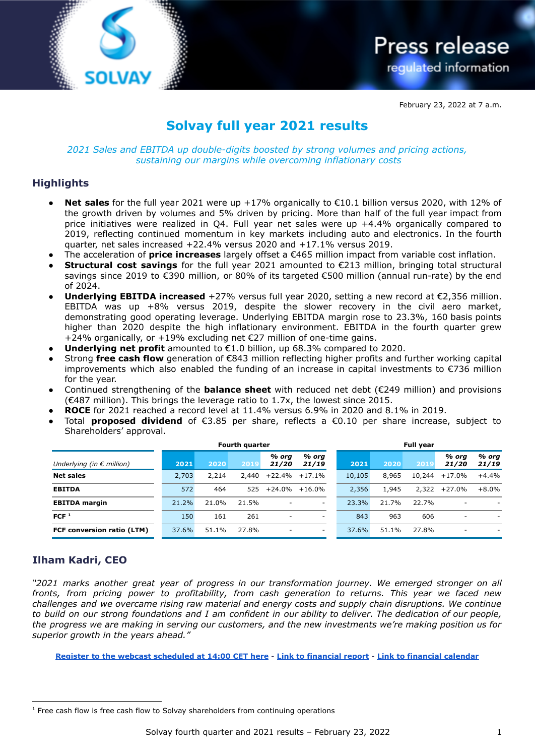Press release
regulated information

February 23, 2022 at 7 a.m.

# Solvay full year 2021 results

*2021 Sales and EBITDA up double-digits boosted by strong volumes and pricing actions, sustaining our margins while overcoming inflationary costs*

## Highlights

- **Net sales** for the full year 2021 were up +17% organically to €10.1 billion versus 2020, with 12% of the growth driven by volumes and 5% driven by pricing. More than half of the full year impact from price initiatives were realized in Q4. Full year net sales were up +4.4% organically compared to 2019, reflecting continued momentum in key markets including auto and electronics. In the fourth quarter, net sales increased +22.4% versus 2020 and +17.1% versus 2019.
- The acceleration of **price increases** largely offset a €465 million impact from variable cost inflation.
- **Structural cost savings** for the full year 2021 amounted to €213 million, bringing total structural savings since 2019 to €390 million, or 80% of its targeted €500 million (annual run-rate) by the end of 2024.
- **Underlying EBITDA increased** +27% versus full year 2020, setting a new record at €2,356 million. EBITDA was up +8% versus 2019, despite the slower recovery in the civil aero market, demonstrating good operating leverage. Underlying EBITDA margin rose to 23.3%, 160 basis points higher than 2020 despite the high inflationary environment. EBITDA in the fourth quarter grew +24% organically, or +19% excluding net €27 million of one-time gains.
- **Underlying net profit** amounted to €1.0 billion, up 68.3% compared to 2020.
- Strong **free cash flow** generation of €843 million reflecting higher profits and further working capital improvements which also enabled the funding of an increase in capital investments to €736 million for the year.
- Continued strengthening of the **balance sheet** with reduced net debt (€249 million) and provisions (€487 million). This brings the leverage ratio to 1.7x, the lowest since 2015.
- **ROCE** for 2021 reached a record level at 11.4% versus 6.9% in 2020 and 8.1% in 2019.
- Total **proposed dividend** of €3.85 per share, reflects a €0.10 per share increase, subject to Shareholders' approval.

| | Fourth quarter | | | | | Full year | | | | |
|---|---|---|---|---|---|---|---|---|---|---|
| *Underlying (in € million)* | 2021 | 2020 | 2019 | *% org 21/20* | *% org 21/19* | 2021 | 2020 | 2019 | *% org 21/20* | *% org 21/19* |
| **Net sales** | 2,703 | 2,214 | 2,440 | +22.4% | +17.1% | 10,105 | 8,965 | 10,244 | +17.0% | +4.4% |
| **EBITDA** | 572 | 464 | 525 | +24.0% | +16.0% | 2,356 | 1,945 | 2,322 | +27.0% | +8.0% |
| **EBITDA margin** | 21.2% | 21.0% | 21.5% | - | - | 23.3% | 21.7% | 22.7% | - | - |
| **FCF** [1] | 150 | 161 | 261 | - | - | 843 | 963 | 606 | - | - |
| **FCF conversion ratio (LTM)** | 37.6% | 51.1% | 27.8% | - | - | 37.6% | 51.1% | 27.8% | - | - |

## Ilham Kadri, CEO

*"2021 marks another great year of progress in our transformation journey. We emerged stronger on all fronts, from pricing power to profitability, from cash generation to returns. This year we faced new challenges and we overcame rising raw material and energy costs and supply chain disruptions. We continue to build on our strong foundations and I am confident in our ability to deliver. The dedication of our people, the progress we are making in serving our customers, and the new investments we're making position us for superior growth in the years ahead."*

**Register to the webcast scheduled at 14:00 CET here** - **Link to financial report** - **Link to financial calendar**

[1] Free cash flow is free cash flow to Solvay shareholders from continuing operations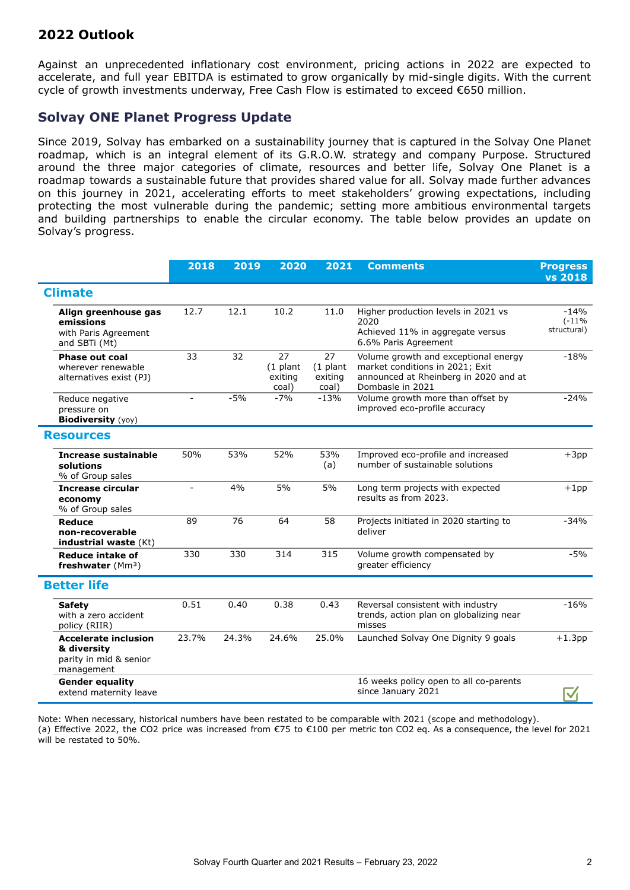## 2022 Outlook

Against an unprecedented inflationary cost environment, pricing actions in 2022 are expected to accelerate, and full year EBITDA is estimated to grow organically by mid-single digits. With the current cycle of growth investments underway, Free Cash Flow is estimated to exceed €650 million.

## Solvay ONE Planet Progress Update

Since 2019, Solvay has embarked on a sustainability journey that is captured in the Solvay One Planet roadmap, which is an integral element of its G.R.O.W. strategy and company Purpose. Structured around the three major categories of climate, resources and better life, Solvay One Planet is a roadmap towards a sustainable future that provides shared value for all. Solvay made further advances on this journey in 2021, accelerating efforts to meet stakeholders' growing expectations, including protecting the most vulnerable during the pandemic; setting more ambitious environmental targets and building partnerships to enable the circular economy. The table below provides an update on Solvay's progress.

| | 2018 | 2019 | 2020 | 2021 | Comments | Progress vs 2018 |
|---|---|---|---|---|---|---|
| **Climate** | | | | | | |
| **Align greenhouse gas emissions** with Paris Agreement and SBTi (Mt) | 12.7 | 12.1 | 10.2 | 11.0 | Higher production levels in 2021 vs 2020<br>Achieved 11% in aggregate versus 6.6% Paris Agreement | -14% (-11% structural) |
| **Phase out coal** wherever renewable alternatives exist (PJ) | 33 | 32 | 27 (1 plant exiting coal) | 27 (1 plant exiting coal) | Volume growth and exceptional energy market conditions in 2021; Exit announced at Rheinberg in 2020 and at Dombasle in 2021 | -18% |
| Reduce negative pressure on **Biodiversity** (yoy) | - | -5% | -7% | -13% | Volume growth more than offset by improved eco-profile accuracy | -24% |
| **Resources** | | | | | | |
| **Increase sustainable solutions** % of Group sales | 50% | 53% | 52% | 53% (a) | Improved eco-profile and increased number of sustainable solutions | +3pp |
| **Increase circular economy** % of Group sales | - | 4% | 5% | 5% | Long term projects with expected results as from 2023. | +1pp |
| **Reduce non-recoverable industrial waste** (Kt) | 89 | 76 | 64 | 58 | Projects initiated in 2020 starting to deliver | -34% |
| **Reduce intake of freshwater** ($Mm^3$) | 330 | 330 | 314 | 315 | Volume growth compensated by greater efficiency | -5% |
| **Better life** | | | | | | |
| **Safety** with a zero accident policy (RIIR) | 0.51 | 0.40 | 0.38 | 0.43 | Reversal consistent with industry trends, action plan on globalizing near misses | -16% |
| **Accelerate inclusion & diversity** parity in mid & senior management | 23.7% | 24.3% | 24.6% | 25.0% | Launched Solvay One Dignity 9 goals | +1.3pp |
| **Gender equality** extend maternity leave | | | | | 16 weeks policy open to all co-parents since January 2021 | ☑ |

Note: When necessary, historical numbers have been restated to be comparable with 2021 (scope and methodology).
(a) Effective 2022, the CO2 price was increased from €75 to €100 per metric ton CO2 eq. As a consequence, the level for 2021 will be restated to 50%.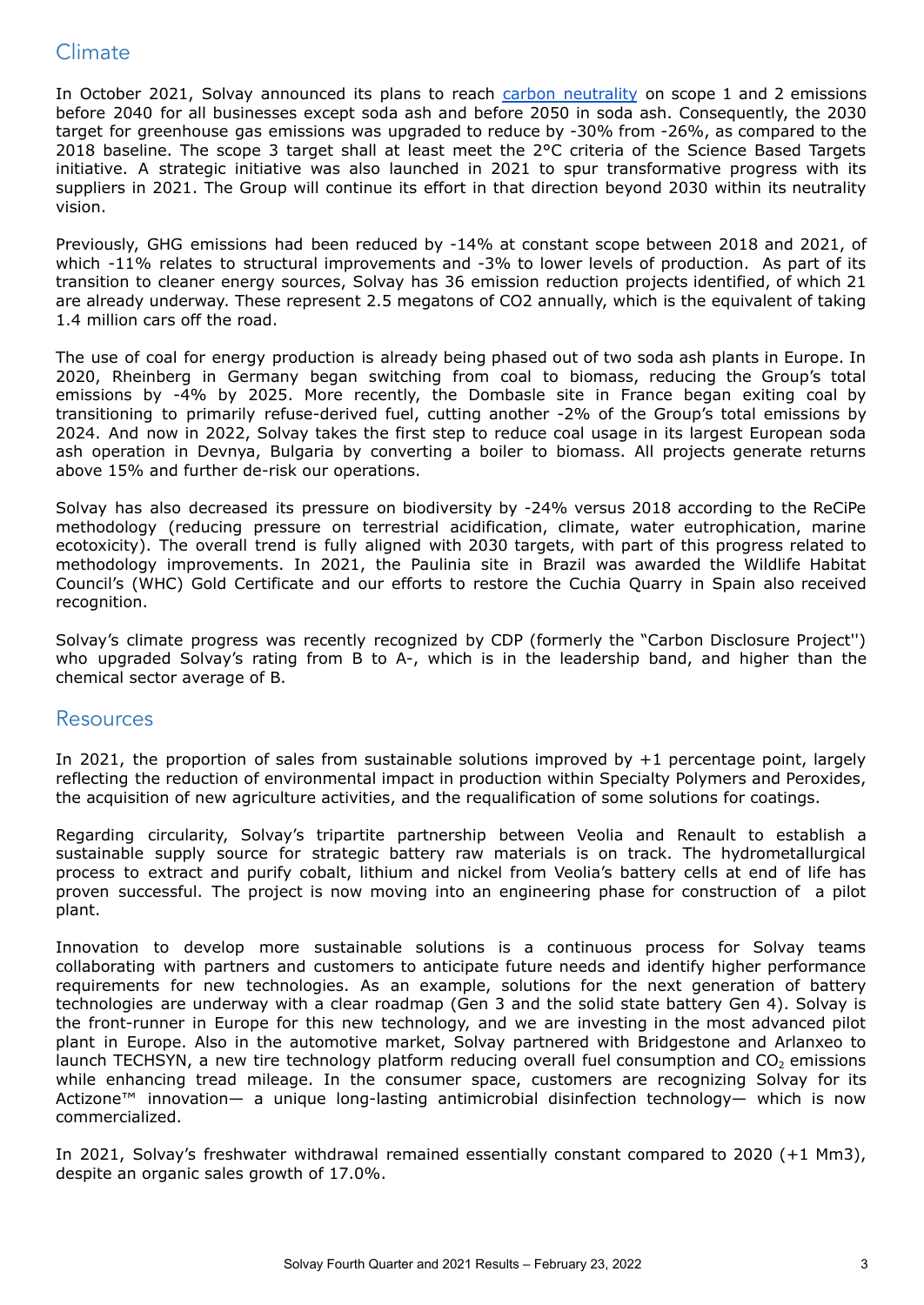## Climate

In October 2021, Solvay announced its plans to reach [carbon neutrality](#) on scope 1 and 2 emissions before 2040 for all businesses except soda ash and before 2050 in soda ash. Consequently, the 2030 target for greenhouse gas emissions was upgraded to reduce by -30% from -26%, as compared to the 2018 baseline. The scope 3 target shall at least meet the 2°C criteria of the Science Based Targets initiative. A strategic initiative was also launched in 2021 to spur transformative progress with its suppliers in 2021. The Group will continue its effort in that direction beyond 2030 within its neutrality vision.

Previously, GHG emissions had been reduced by -14% at constant scope between 2018 and 2021, of which -11% relates to structural improvements and -3% to lower levels of production. As part of its transition to cleaner energy sources, Solvay has 36 emission reduction projects identified, of which 21 are already underway. These represent 2.5 megatons of CO2 annually, which is the equivalent of taking 1.4 million cars off the road.

The use of coal for energy production is already being phased out of two soda ash plants in Europe. In 2020, Rheinberg in Germany began switching from coal to biomass, reducing the Group's total emissions by -4% by 2025. More recently, the Dombasle site in France began exiting coal by transitioning to primarily refuse-derived fuel, cutting another -2% of the Group's total emissions by 2024. And now in 2022, Solvay takes the first step to reduce coal usage in its largest European soda ash operation in Devnya, Bulgaria by converting a boiler to biomass. All projects generate returns above 15% and further de-risk our operations.

Solvay has also decreased its pressure on biodiversity by -24% versus 2018 according to the ReCiPe methodology (reducing pressure on terrestrial acidification, climate, water eutrophication, marine ecotoxicity). The overall trend is fully aligned with 2030 targets, with part of this progress related to methodology improvements. In 2021, the Paulinia site in Brazil was awarded the Wildlife Habitat Council's (WHC) Gold Certificate and our efforts to restore the Cuchia Quarry in Spain also received recognition.

Solvay's climate progress was recently recognized by CDP (formerly the "Carbon Disclosure Project'') who upgraded Solvay's rating from B to A-, which is in the leadership band, and higher than the chemical sector average of B.

## Resources

In 2021, the proportion of sales from sustainable solutions improved by +1 percentage point, largely reflecting the reduction of environmental impact in production within Specialty Polymers and Peroxides, the acquisition of new agriculture activities, and the requalification of some solutions for coatings.

Regarding circularity, Solvay's tripartite partnership between Veolia and Renault to establish a sustainable supply source for strategic battery raw materials is on track. The hydrometallurgical process to extract and purify cobalt, lithium and nickel from Veolia's battery cells at end of life has proven successful. The project is now moving into an engineering phase for construction of a pilot plant.

Innovation to develop more sustainable solutions is a continuous process for Solvay teams collaborating with partners and customers to anticipate future needs and identify higher performance requirements for new technologies. As an example, solutions for the next generation of battery technologies are underway with a clear roadmap (Gen 3 and the solid state battery Gen 4). Solvay is the front-runner in Europe for this new technology, and we are investing in the most advanced pilot plant in Europe. Also in the automotive market, Solvay partnered with Bridgestone and Arlanxeo to launch TECHSYN, a new tire technology platform reducing overall fuel consumption and $CO_2$ emissions while enhancing tread mileage. In the consumer space, customers are recognizing Solvay for its Actizone™ innovation— a unique long-lasting antimicrobial disinfection technology— which is now commercialized.

In 2021, Solvay's freshwater withdrawal remained essentially constant compared to 2020 (+1 Mm3), despite an organic sales growth of 17.0%.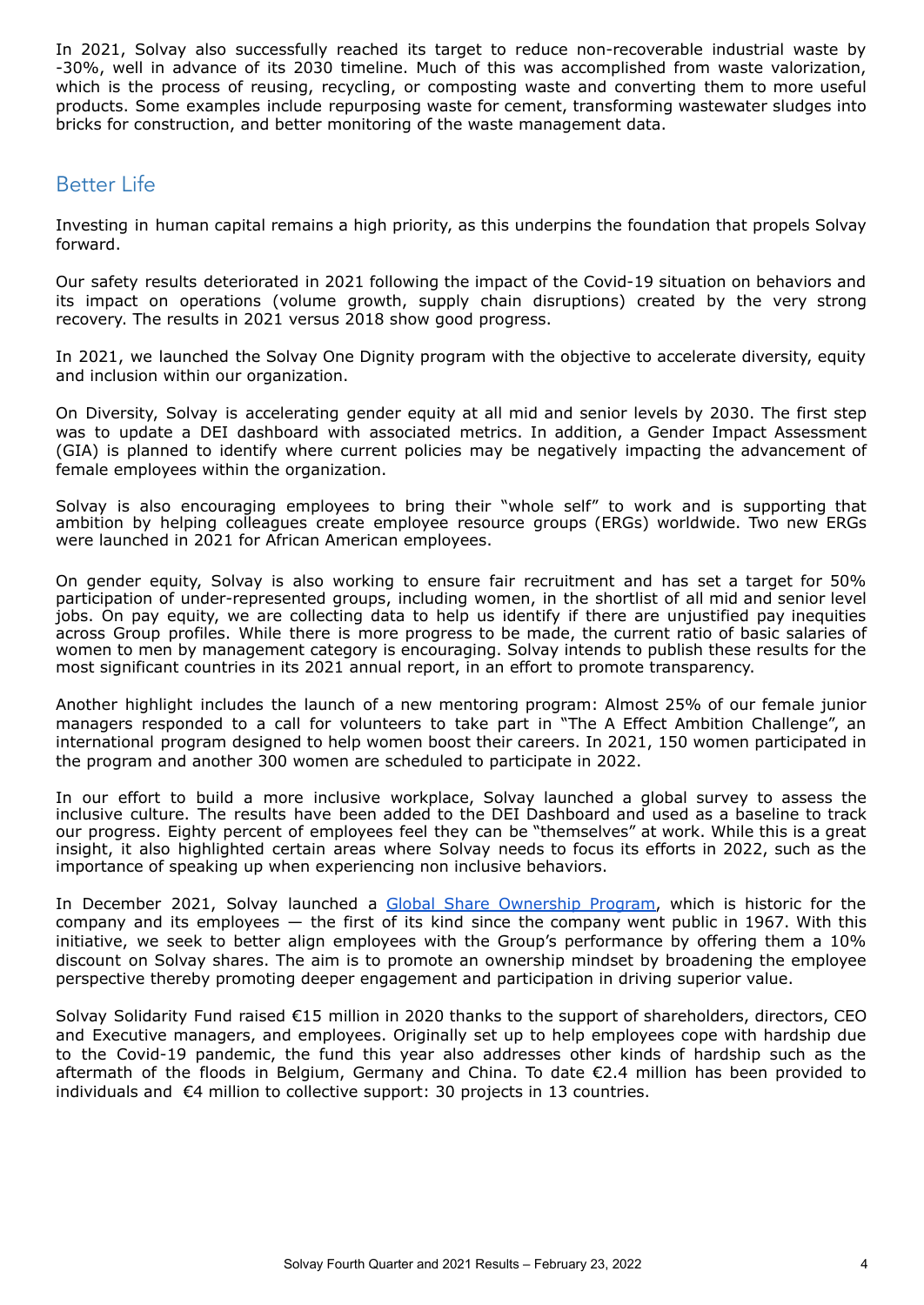In 2021, Solvay also successfully reached its target to reduce non-recoverable industrial waste by -30%, well in advance of its 2030 timeline. Much of this was accomplished from waste valorization, which is the process of reusing, recycling, or composting waste and converting them to more useful products. Some examples include repurposing waste for cement, transforming wastewater sludges into bricks for construction, and better monitoring of the waste management data.

## Better Life

Investing in human capital remains a high priority, as this underpins the foundation that propels Solvay forward.

Our safety results deteriorated in 2021 following the impact of the Covid-19 situation on behaviors and its impact on operations (volume growth, supply chain disruptions) created by the very strong recovery. The results in 2021 versus 2018 show good progress.

In 2021, we launched the Solvay One Dignity program with the objective to accelerate diversity, equity and inclusion within our organization.

On Diversity, Solvay is accelerating gender equity at all mid and senior levels by 2030. The first step was to update a DEI dashboard with associated metrics. In addition, a Gender Impact Assessment (GIA) is planned to identify where current policies may be negatively impacting the advancement of female employees within the organization.

Solvay is also encouraging employees to bring their "whole self" to work and is supporting that ambition by helping colleagues create employee resource groups (ERGs) worldwide. Two new ERGs were launched in 2021 for African American employees.

On gender equity, Solvay is also working to ensure fair recruitment and has set a target for 50% participation of under-represented groups, including women, in the shortlist of all mid and senior level jobs. On pay equity, we are collecting data to help us identify if there are unjustified pay inequities across Group profiles. While there is more progress to be made, the current ratio of basic salaries of women to men by management category is encouraging. Solvay intends to publish these results for the most significant countries in its 2021 annual report, in an effort to promote transparency.

Another highlight includes the launch of a new mentoring program: Almost 25% of our female junior managers responded to a call for volunteers to take part in "The A Effect Ambition Challenge", an international program designed to help women boost their careers. In 2021, 150 women participated in the program and another 300 women are scheduled to participate in 2022.

In our effort to build a more inclusive workplace, Solvay launched a global survey to assess the inclusive culture. The results have been added to the DEI Dashboard and used as a baseline to track our progress. Eighty percent of employees feel they can be "themselves" at work. While this is a great insight, it also highlighted certain areas where Solvay needs to focus its efforts in 2022, such as the importance of speaking up when experiencing non inclusive behaviors.

In December 2021, Solvay launched a Global Share Ownership Program, which is historic for the company and its employees — the first of its kind since the company went public in 1967. With this initiative, we seek to better align employees with the Group's performance by offering them a 10% discount on Solvay shares. The aim is to promote an ownership mindset by broadening the employee perspective thereby promoting deeper engagement and participation in driving superior value.

Solvay Solidarity Fund raised €15 million in 2020 thanks to the support of shareholders, directors, CEO and Executive managers, and employees. Originally set up to help employees cope with hardship due to the Covid-19 pandemic, the fund this year also addresses other kinds of hardship such as the aftermath of the floods in Belgium, Germany and China. To date €2.4 million has been provided to individuals and €4 million to collective support: 30 projects in 13 countries.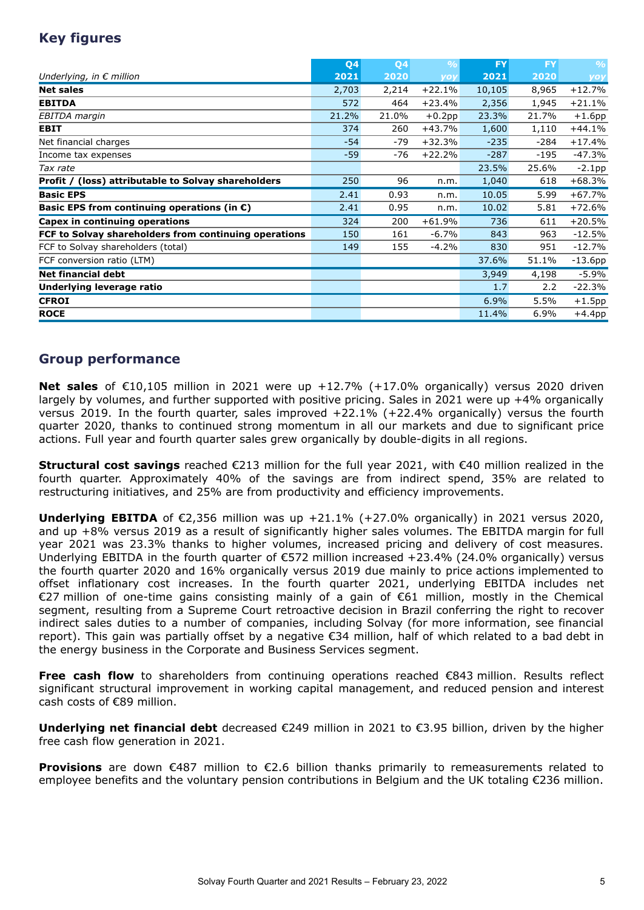## Key figures

| *Underlying, in € million* | Q4 2021 | Q4 2020 | % yoy | FY 2021 | FY 2020 | % yoy |
|---|---|---|---|---|---|---|
| **Net sales** | 2,703 | 2,214 | +22.1% | 10,105 | 8,965 | +12.7% |
| **EBITDA** | 572 | 464 | +23.4% | 2,356 | 1,945 | +21.1% |
| *EBITDA margin* | 21.2% | 21.0% | +0.2pp | 23.3% | 21.7% | +1.6pp |
| **EBIT** | 374 | 260 | +43.7% | 1,600 | 1,110 | +44.1% |
| Net financial charges | -54 | -79 | +32.3% | -235 | -284 | +17.4% |
| Income tax expenses | -59 | -76 | +22.2% | -287 | -195 | -47.3% |
| *Tax rate* | | | | 23.5% | 25.6% | -2.1pp |
| **Profit / (loss) attributable to Solvay shareholders** | 250 | 96 | n.m. | 1,040 | 618 | +68.3% |
| **Basic EPS** | 2.41 | 0.93 | n.m. | 10.05 | 5.99 | +67.7% |
| **Basic EPS from continuing operations (in €)** | 2.41 | 0.95 | n.m. | 10.02 | 5.81 | +72.6% |
| **Capex in continuing operations** | 324 | 200 | +61.9% | 736 | 611 | +20.5% |
| **FCF to Solvay shareholders from continuing operations** | 150 | 161 | -6.7% | 843 | 963 | -12.5% |
| FCF to Solvay shareholders (total) | 149 | 155 | -4.2% | 830 | 951 | -12.7% |
| FCF conversion ratio (LTM) | | | | 37.6% | 51.1% | -13.6pp |
| **Net financial debt** | | | | 3,949 | 4,198 | -5.9% |
| **Underlying leverage ratio** | | | | 1.7 | 2.2 | -22.3% |
| **CFROI** | | | | 6.9% | 5.5% | +1.5pp |
| **ROCE** | | | | 11.4% | 6.9% | +4.4pp |

## Group performance

**Net sales** of €10,105 million in 2021 were up +12.7% (+17.0% organically) versus 2020 driven largely by volumes, and further supported with positive pricing. Sales in 2021 were up +4% organically versus 2019. In the fourth quarter, sales improved +22.1% (+22.4% organically) versus the fourth quarter 2020, thanks to continued strong momentum in all our markets and due to significant price actions. Full year and fourth quarter sales grew organically by double-digits in all regions.

**Structural cost savings** reached €213 million for the full year 2021, with €40 million realized in the fourth quarter. Approximately 40% of the savings are from indirect spend, 35% are related to restructuring initiatives, and 25% are from productivity and efficiency improvements.

**Underlying EBITDA** of €2,356 million was up +21.1% (+27.0% organically) in 2021 versus 2020, and up +8% versus 2019 as a result of significantly higher sales volumes. The EBITDA margin for full year 2021 was 23.3% thanks to higher volumes, increased pricing and delivery of cost measures. Underlying EBITDA in the fourth quarter of €572 million increased +23.4% (24.0% organically) versus the fourth quarter 2020 and 16% organically versus 2019 due mainly to price actions implemented to offset inflationary cost increases. In the fourth quarter 2021, underlying EBITDA includes net €27 million of one-time gains consisting mainly of a gain of €61 million, mostly in the Chemical segment, resulting from a Supreme Court retroactive decision in Brazil conferring the right to recover indirect sales duties to a number of companies, including Solvay (for more information, see financial report). This gain was partially offset by a negative €34 million, half of which related to a bad debt in the energy business in the Corporate and Business Services segment.

**Free cash flow** to shareholders from continuing operations reached €843 million. Results reflect significant structural improvement in working capital management, and reduced pension and interest cash costs of €89 million.

**Underlying net financial debt** decreased €249 million in 2021 to €3.95 billion, driven by the higher free cash flow generation in 2021.

**Provisions** are down €487 million to €2.6 billion thanks primarily to remeasurements related to employee benefits and the voluntary pension contributions in Belgium and the UK totaling €236 million.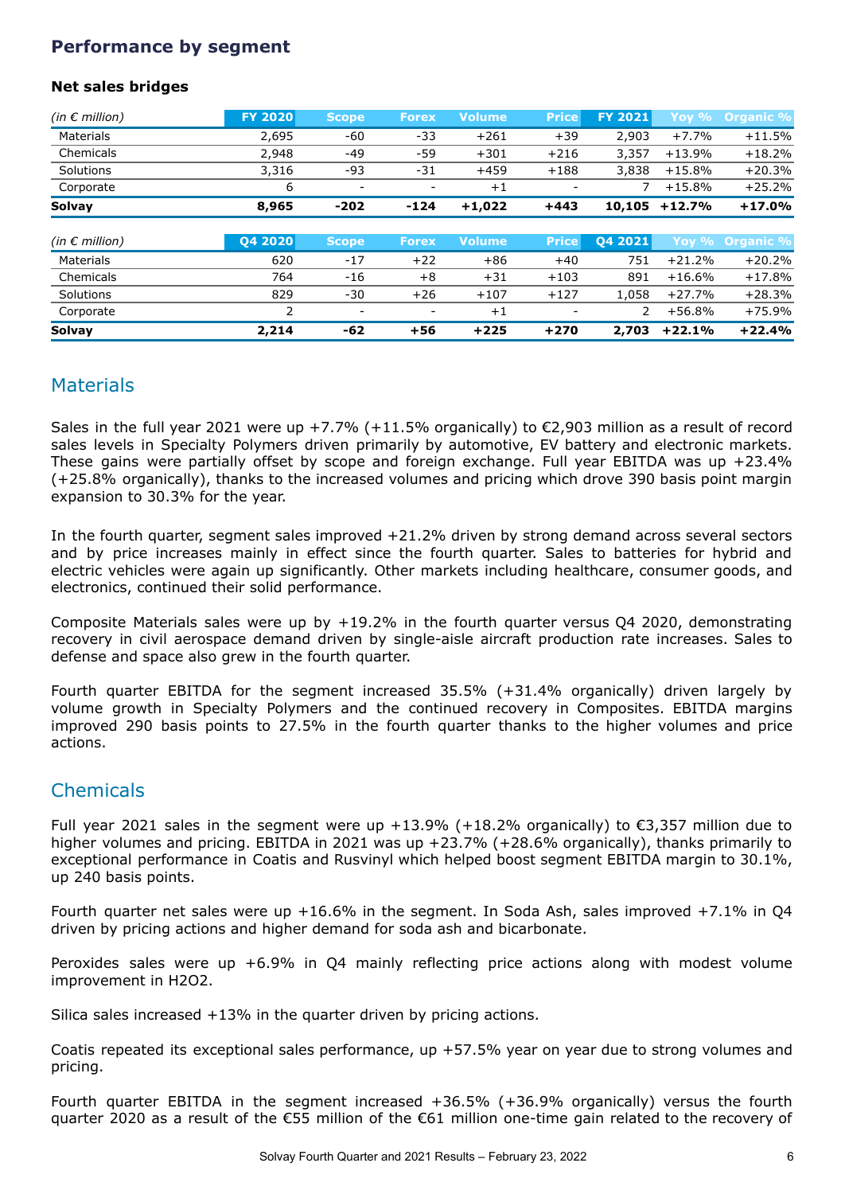## Performance by segment

### Net sales bridges

| *(in € million)* | FY 2020 | Scope | Forex | Volume | Price | FY 2021 | Yoy % | Organic % |
|---|---|---|---|---|---|---|---|---|
| Materials | 2,695 | -60 | -33 | +261 | +39 | 2,903 | +7.7% | +11.5% |
| Chemicals | 2,948 | -49 | -59 | +301 | +216 | 3,357 | +13.9% | +18.2% |
| Solutions | 3,316 | -93 | -31 | +459 | +188 | 3,838 | +15.8% | +20.3% |
| Corporate | 6 | - | - | +1 | - | 7 | +15.8% | +25.2% |
| **Solvay** | **8,965** | **-202** | **-124** | **+1,022** | **+443** | **10,105** | **+12.7%** | **+17.0%** |

| *(in € million)* | Q4 2020 | Scope | Forex | Volume | Price | Q4 2021 | Yoy % | Organic % |
|---|---|---|---|---|---|---|---|---|
| Materials | 620 | -17 | +22 | +86 | +40 | 751 | +21.2% | +20.2% |
| Chemicals | 764 | -16 | +8 | +31 | +103 | 891 | +16.6% | +17.8% |
| Solutions | 829 | -30 | +26 | +107 | +127 | 1,058 | +27.7% | +28.3% |
| Corporate | 2 | - | - | +1 | - | 2 | +56.8% | +75.9% |
| **Solvay** | **2,214** | **-62** | **+56** | **+225** | **+270** | **2,703** | **+22.1%** | **+22.4%** |

## Materials

Sales in the full year 2021 were up +7.7% (+11.5% organically) to €2,903 million as a result of record sales levels in Specialty Polymers driven primarily by automotive, EV battery and electronic markets. These gains were partially offset by scope and foreign exchange. Full year EBITDA was up +23.4% (+25.8% organically), thanks to the increased volumes and pricing which drove 390 basis point margin expansion to 30.3% for the year.

In the fourth quarter, segment sales improved +21.2% driven by strong demand across several sectors and by price increases mainly in effect since the fourth quarter. Sales to batteries for hybrid and electric vehicles were again up significantly. Other markets including healthcare, consumer goods, and electronics, continued their solid performance.

Composite Materials sales were up by +19.2% in the fourth quarter versus Q4 2020, demonstrating recovery in civil aerospace demand driven by single-aisle aircraft production rate increases. Sales to defense and space also grew in the fourth quarter.

Fourth quarter EBITDA for the segment increased 35.5% (+31.4% organically) driven largely by volume growth in Specialty Polymers and the continued recovery in Composites. EBITDA margins improved 290 basis points to 27.5% in the fourth quarter thanks to the higher volumes and price actions.

## Chemicals

Full year 2021 sales in the segment were up +13.9% (+18.2% organically) to €3,357 million due to higher volumes and pricing. EBITDA in 2021 was up +23.7% (+28.6% organically), thanks primarily to exceptional performance in Coatis and Rusvinyl which helped boost segment EBITDA margin to 30.1%, up 240 basis points.

Fourth quarter net sales were up +16.6% in the segment. In Soda Ash, sales improved +7.1% in Q4 driven by pricing actions and higher demand for soda ash and bicarbonate.

Peroxides sales were up +6.9% in Q4 mainly reflecting price actions along with modest volume improvement in $H_2O_2$.

Silica sales increased +13% in the quarter driven by pricing actions.

Coatis repeated its exceptional sales performance, up +57.5% year on year due to strong volumes and pricing.

Fourth quarter EBITDA in the segment increased +36.5% (+36.9% organically) versus the fourth quarter 2020 as a result of the €55 million of the €61 million one-time gain related to the recovery of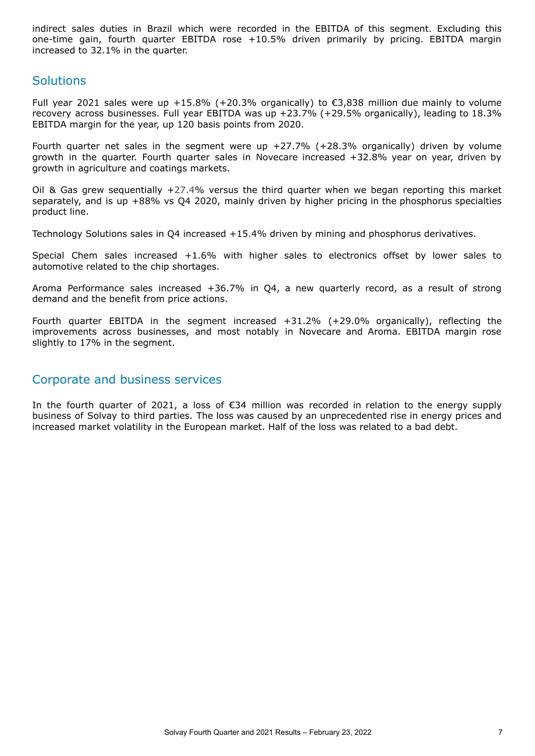indirect sales duties in Brazil which were recorded in the EBITDA of this segment. Excluding this one-time gain, fourth quarter EBITDA rose +10.5% driven primarily by pricing. EBITDA margin increased to 32.1% in the quarter.

## Solutions

Full year 2021 sales were up +15.8% (+20.3% organically) to €3,838 million due mainly to volume recovery across businesses. Full year EBITDA was up +23.7% (+29.5% organically), leading to 18.3% EBITDA margin for the year, up 120 basis points from 2020.

Fourth quarter net sales in the segment were up +27.7% (+28.3% organically) driven by volume growth in the quarter. Fourth quarter sales in Novecare increased +32.8% year on year, driven by growth in agriculture and coatings markets.

Oil & Gas grew sequentially +27.4% versus the third quarter when we began reporting this market separately, and is up +88% vs Q4 2020, mainly driven by higher pricing in the phosphorus specialties product line.

Technology Solutions sales in Q4 increased +15.4% driven by mining and phosphorus derivatives.

Special Chem sales increased +1.6% with higher sales to electronics offset by lower sales to automotive related to the chip shortages.

Aroma Performance sales increased +36.7% in Q4, a new quarterly record, as a result of strong demand and the benefit from price actions.

Fourth quarter EBITDA in the segment increased +31.2% (+29.0% organically), reflecting the improvements across businesses, and most notably in Novecare and Aroma. EBITDA margin rose slightly to 17% in the segment.

## Corporate and business services

In the fourth quarter of 2021, a loss of €34 million was recorded in relation to the energy supply business of Solvay to third parties. The loss was caused by an unprecedented rise in energy prices and increased market volatility in the European market. Half of the loss was related to a bad debt.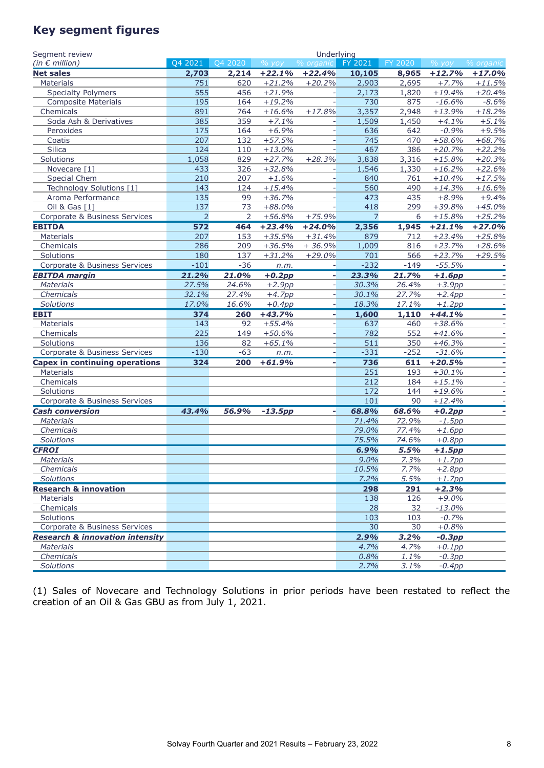## Key segment figures

| Segment review<br>(in € million) | Underlying | | | | | | | |
|---|---|---|---|---|---|---|---|---|
| | Q4 2021 | Q4 2020 | % yoy | % organic | FY 2021 | FY 2020 | % yoy | % organic |
| **Net sales** | **2,703** | **2,214** | ***+22.1%*** | ***+22.4%*** | **10,105** | **8,965** | ***+12.7%*** | ***+17.0%*** |
| Materials | 751 | 620 | *+21.2%* | *+20.2%* | 2,903 | 2,695 | *+7.7%* | *+11.5%* |
| Specialty Polymers | 555 | 456 | *+21.9%* | - | 2,173 | 1,820 | *+19.4%* | *+20.4%* |
| Composite Materials | 195 | 164 | *+19.2%* | - | 730 | 875 | *-16.6%* | *-8.6%* |
| Chemicals | 891 | 764 | *+16.6%* | *+17.8%* | 3,357 | 2,948 | *+13.9%* | *+18.2%* |
| Soda Ash & Derivatives | 385 | 359 | *+7.1%* | - | 1,509 | 1,450 | *+4.1%* | *+5.1%* |
| Peroxides | 175 | 164 | *+6.9%* | - | 636 | 642 | *-0.9%* | *+9.5%* |
| Coatis | 207 | 132 | *+57.5%* | - | 745 | 470 | *+58.6%* | *+68.7%* |
| Silica | 124 | 110 | *+13.0%* | - | 467 | 386 | *+20.7%* | *+22.2%* |
| Solutions | 1,058 | 829 | *+27.7%* | *+28.3%* | 3,838 | 3,316 | *+15.8%* | *+20.3%* |
| Novecare [1] | 433 | 326 | *+32.8%* | - | 1,546 | 1,330 | *+16.2%* | *+22.6%* |
| Special Chem | 210 | 207 | *+1.6%* | - | 840 | 761 | *+10.4%* | *+17.5%* |
| Technology Solutions [1] | 143 | 124 | *+15.4%* | - | 560 | 490 | *+14.3%* | *+16.6%* |
| Aroma Performance | 135 | 99 | *+36.7%* | - | 473 | 435 | *+8.9%* | *+9.4%* |
| Oil & Gas [1] | 137 | 73 | *+88.0%* | - | 418 | 299 | *+39.8%* | *+45.0%* |
| Corporate & Business Services | 2 | 2 | *+56.8%* | *+75.9%* | 7 | 6 | *+15.8%* | *+25.2%* |
| **EBITDA** | **572** | **464** | ***+23.4%*** | ***+24.0%*** | **2,356** | **1,945** | ***+21.1%*** | ***+27.0%*** |
| Materials | 207 | 153 | *+35.5%* | *+31.4%* | 879 | 712 | *+23.4%* | *+25.8%* |
| Chemicals | 286 | 209 | *+36.5%* | *+ 36.9%* | 1,009 | 816 | *+23.7%* | *+28.6%* |
| Solutions | 180 | 137 | *+31.2%* | *+29.0%* | 701 | 566 | *+23.7%* | *+29.5%* |
| Corporate & Business Services | -101 | -36 | *n.m.* | - | -232 | -149 | *-55.5%* | - |
| ***EBITDA margin*** | ***21.2%*** | ***21.0%*** | ***+0.2pp*** | - | ***23.3%*** | ***21.7%*** | ***+1.6pp*** | - |
| *Materials* | *27.5%* | *24.6%* | *+2.9pp* | - | *30.3%* | *26.4%* | *+3.9pp* | - |
| *Chemicals* | *32.1%* | *27.4%* | *+4.7pp* | - | *30.1%* | *27.7%* | *+2.4pp* | - |
| *Solutions* | *17.0%* | *16.6%* | *+0.4pp* | - | *18.3%* | *17.1%* | *+1.2pp* | - |
| **EBIT** | **374** | **260** | ***+43.7%*** | - | **1,600** | **1,110** | ***+44.1%*** | - |
| Materials | 143 | 92 | *+55.4%* | - | 637 | 460 | *+38.6%* | - |
| Chemicals | 225 | 149 | *+50.6%* | - | 782 | 552 | *+41.6%* | - |
| Solutions | 136 | 82 | *+65.1%* | - | 511 | 350 | *+46.3%* | - |
| Corporate & Business Services | -130 | -63 | *n.m.* | - | -331 | -252 | *-31.6%* | - |
| **Capex in continuing operations** | **324** | **200** | ***+61.9%*** | - | **736** | **611** | ***+20.5%*** | - |
| Materials | | | | | 251 | 193 | *+30.1%* | - |
| Chemicals | | | | | 212 | 184 | *+15.1%* | - |
| Solutions | | | | | 172 | 144 | *+19.6%* | - |
| Corporate & Business Services | | | | | 101 | 90 | *+12.4%* | - |
| ***Cash conversion*** | ***43.4%*** | ***56.9%*** | ***-13.5pp*** | - | ***68.8%*** | ***68.6%*** | ***+0.2pp*** | - |
| *Materials* | | | | | *71.4%* | *72.9%* | *-1.5pp* | |
| *Chemicals* | | | | | *79.0%* | *77.4%* | *+1.6pp* | |
| *Solutions* | | | | | *75.5%* | *74.6%* | *+0.8pp* | |
| ***CFROI*** | | | | | ***6.9%*** | ***5.5%*** | ***+1.5pp*** | |
| *Materials* | | | | | *9.0%* | *7.3%* | *+1.7pp* | |
| *Chemicals* | | | | | *10.5%* | *7.7%* | *+2.8pp* | |
| *Solutions* | | | | | *7.2%* | *5.5%* | *+1.7pp* | |
| **Research & innovation** | | | | | **298** | **291** | ***+2.3%*** | |
| Materials | | | | | 138 | 126 | *+9.0%* | |
| Chemicals | | | | | 28 | 32 | *-13.0%* | |
| Solutions | | | | | 103 | 103 | *-0.7%* | |
| Corporate & Business Services | | | | | 30 | 30 | *+0.8%* | |
| ***Research & innovation intensity*** | | | | | ***2.9%*** | ***3.2%*** | ***-0.3pp*** | |
| *Materials* | | | | | *4.7%* | *4.7%* | *+0.1pp* | |
| *Chemicals* | | | | | *0.8%* | *1.1%* | *-0.3pp* | |
| *Solutions* | | | | | *2.7%* | *3.1%* | *-0.4pp* | |

(1) Sales of Novecare and Technology Solutions in prior periods have been restated to reflect the creation of an Oil & Gas GBU as from July 1, 2021.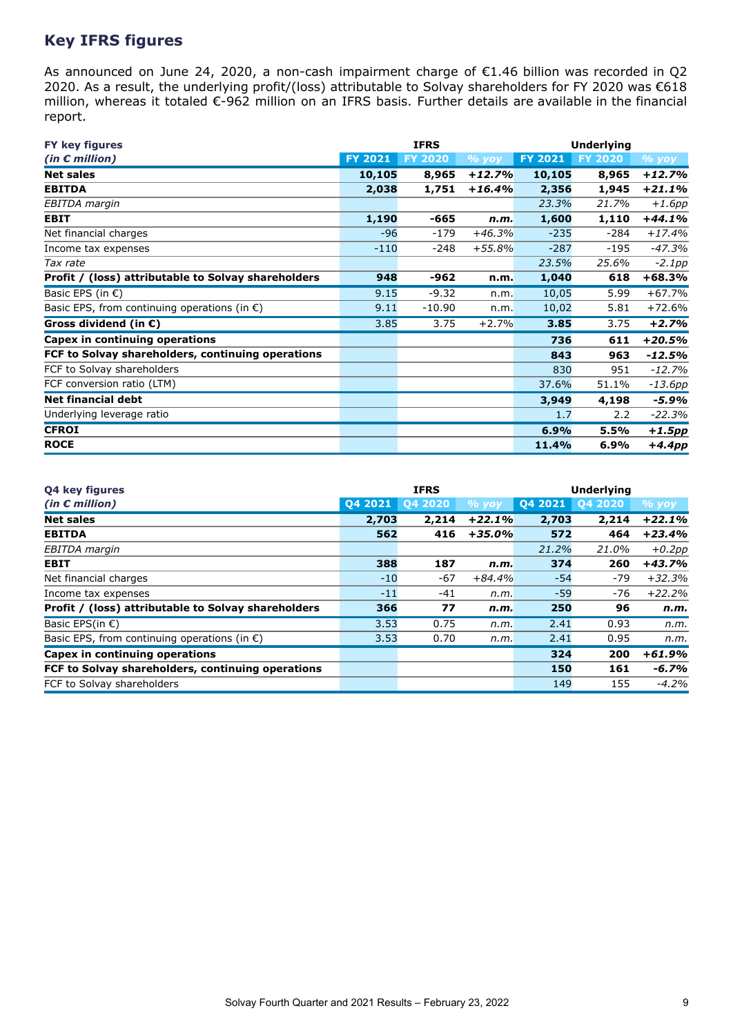## Key IFRS figures

As announced on June 24, 2020, a non-cash impairment charge of €1.46 billion was recorded in Q2 2020. As a result, the underlying profit/(loss) attributable to Solvay shareholders for FY 2020 was €618 million, whereas it totaled €-962 million on an IFRS basis. Further details are available in the financial report.

| **FY key figures** | IFRS | | | Underlying | | |
|---|---|---|---|---|---|---|
| ***(in € million)*** | **FY 2021** | **FY 2020** | *% yoy* | **FY 2021** | **FY 2020** | *% yoy* |
| **Net sales** | **10,105** | **8,965** | ***+12.7%*** | **10,105** | **8,965** | ***+12.7%*** |
| **EBITDA** | **2,038** | **1,751** | ***+16.4%*** | **2,356** | **1,945** | ***+21.1%*** |
| *EBITDA margin* | | | | *23.3%* | *21.7%* | *+1.6pp* |
| **EBIT** | **1,190** | **-665** | ***n.m.*** | **1,600** | **1,110** | ***+44.1%*** |
| Net financial charges | -96 | -179 | *+46.3%* | -235 | -284 | *+17.4%* |
| Income tax expenses | -110 | -248 | *+55.8%* | -287 | -195 | *-47.3%* |
| *Tax rate* | | | | *23.5%* | *25.6%* | *-2.1pp* |
| **Profit / (loss) attributable to Solvay shareholders** | **948** | **-962** | **n.m.** | **1,040** | **618** | ***+68.3%*** |
| Basic EPS (in €) | 9.15 | -9.32 | n.m. | 10,05 | 5.99 | +67.7% |
| Basic EPS, from continuing operations (in €) | 9.11 | -10.90 | n.m. | 10,02 | 5.81 | +72.6% |
| **Gross dividend (in €)** | 3.85 | 3.75 | +2.7% | **3.85** | 3.75 | ***+2.7%*** |
| **Capex in continuing operations** | | | | **736** | **611** | ***+20.5%*** |
| **FCF to Solvay shareholders, continuing operations** | | | | **843** | **963** | ***-12.5%*** |
| FCF to Solvay shareholders | | | | 830 | 951 | *-12.7%* |
| FCF conversion ratio (LTM) | | | | 37.6% | 51.1% | *-13.6pp* |
| **Net financial debt** | | | | **3,949** | **4,198** | ***-5.9%*** |
| Underlying leverage ratio | | | | 1.7 | 2.2 | *-22.3%* |
| **CFROI** | | | | **6.9%** | **5.5%** | ***+1.5pp*** |
| **ROCE** | | | | **11.4%** | **6.9%** | ***+4.4pp*** |

| **Q4 key figures** | IFRS | | | Underlying | | |
|---|---|---|---|---|---|---|
| ***(in € million)*** | **Q4 2021** | **Q4 2020** | *% yoy* | **Q4 2021** | **Q4 2020** | *% yoy* |
| **Net sales** | **2,703** | **2,214** | ***+22.1%*** | **2,703** | **2,214** | ***+22.1%*** |
| **EBITDA** | **562** | **416** | ***+35.0%*** | **572** | **464** | ***+23.4%*** |
| *EBITDA margin* | | | | *21.2%* | *21.0%* | *+0.2pp* |
| **EBIT** | **388** | **187** | ***n.m.*** | **374** | **260** | ***+43.7%*** |
| Net financial charges | -10 | -67 | *+84.4%* | -54 | -79 | *+32.3%* |
| Income tax expenses | -11 | -41 | *n.m.* | -59 | -76 | *+22.2%* |
| **Profit / (loss) attributable to Solvay shareholders** | **366** | **77** | ***n.m.*** | **250** | **96** | ***n.m.*** |
| Basic EPS(in €) | 3.53 | 0.75 | *n.m.* | 2.41 | 0.93 | *n.m.* |
| Basic EPS, from continuing operations (in €) | 3.53 | 0.70 | *n.m.* | 2.41 | 0.95 | *n.m.* |
| **Capex in continuing operations** | | | | **324** | **200** | ***+61.9%*** |
| **FCF to Solvay shareholders, continuing operations** | | | | **150** | **161** | ***-6.7%*** |
| FCF to Solvay shareholders | | | | 149 | 155 | *-4.2%* |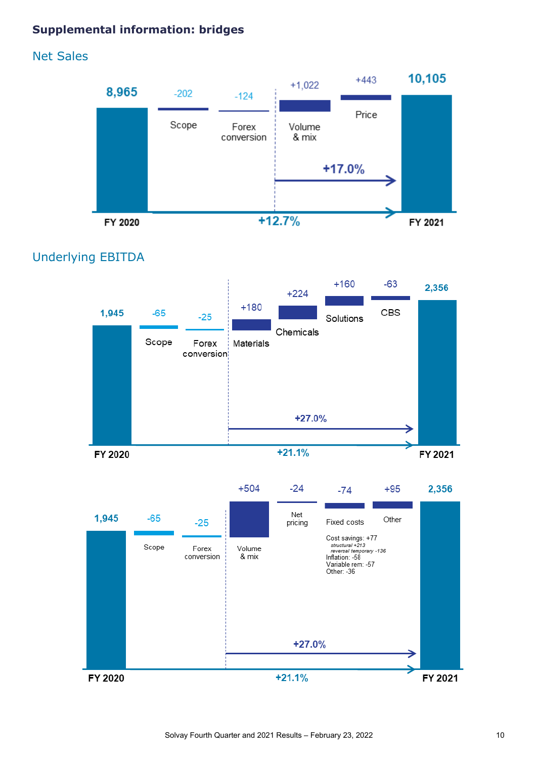## Supplemental information: bridges

### Net Sales

8,965
-202
-124
+1,022
+443
10,105

Scope
Forex conversion
Volume & mix
Price

+17.0%

FY 2020
+12.7%
FY 2021

### Underlying EBITDA

1,945
-65
-25
+180
+224
+160
-63
2,356

Scope
Forex conversion
Materials
Chemicals
Solutions
CBS

+27.0%

FY 2020
+21.1%
FY 2021

+504
-24
-74
+95
1,945
-65
-25
2,356

Scope
Forex conversion
Volume & mix
Net pricing
Fixed costs
Other

Cost savings: +77
*structural +213*
*reversal temporary -136*
Inflation: -58
Variable rem: -57
Other: -36

+27.0%

FY 2020
+21.1%
FY 2021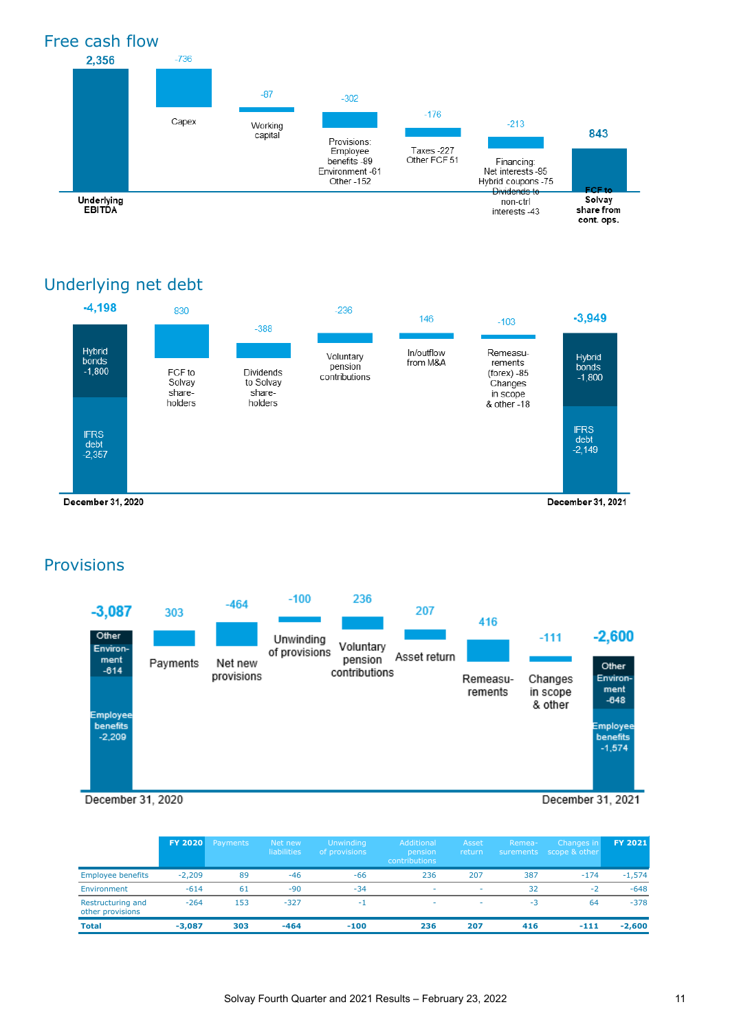## Free cash flow

| | Amount |
|---|---|
| Underlying EBITDA | 2,356 |
| Capex | -736 |
| Working capital | -87 |
| Provisions: Employee benefits -89, Environment -61, Other -152 | -302 |
| Taxes -227, Other FCF 51 | -176 |
| Financing: Net interests -95, Hybrid coupons -75, Dividends to non-ctrl interests -43 | -213 |
| FCF to Solvay share from cont. ops. | 843 |

## Underlying net debt

| | Amount |
|---|---|
| December 31, 2020 (Hybrid bonds -1,800; IFRS debt -2,357) | -4,198 |
| FCF to Solvay share-holders | 830 |
| Dividends to Solvay share-holders | -388 |
| Voluntary pension contributions | -236 |
| In/outflow from M&A | 146 |
| Remeasurements (forex) -85, Changes in scope & other -18 | -103 |
| December 31, 2021 (Hybrid bonds -1,800; IFRS debt -2,149) | -3,949 |

## Provisions

| | Amount |
|---|---|
| December 31, 2020 (Other; Environment -614; Employee benefits -2,209) | -3,087 |
| Payments | 303 |
| Net new provisions | -464 |
| Unwinding of provisions | -100 |
| Voluntary pension contributions | 236 |
| Asset return | 207 |
| Remeasurements | 416 |
| Changes in scope & other | -111 |
| December 31, 2021 (Other; Environment -648; Employee benefits -1,574) | -2,600 |

| | FY 2020 | Payments | Net new liabilities | Unwinding of provisions | Additional pension contributions | Asset return | Remeasurements | Changes in scope & other | FY 2021 |
|---|---|---|---|---|---|---|---|---|---|
| Employee benefits | -2,209 | 89 | -46 | -66 | 236 | 207 | 387 | -174 | -1,574 |
| Environment | -614 | 61 | -90 | -34 | - | - | 32 | -2 | -648 |
| Restructuring and other provisions | -264 | 153 | -327 | -1 | - | - | -3 | 64 | -378 |
| **Total** | **-3,087** | **303** | **-464** | **-100** | **236** | **207** | **416** | **-111** | **-2,600** |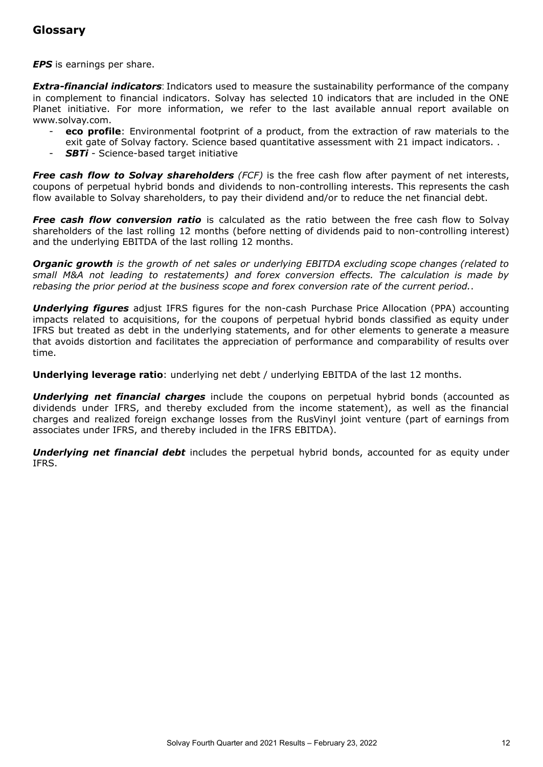## Glossary

***EPS*** is earnings per share.

***Extra-financial indicators***: Indicators used to measure the sustainability performance of the company in complement to financial indicators. Solvay has selected 10 indicators that are included in the ONE Planet initiative. For more information, we refer to the last available annual report available on www.solvay.com.

- **eco profile**: Environmental footprint of a product, from the extraction of raw materials to the exit gate of Solvay factory. Science based quantitative assessment with 21 impact indicators. .
- ***SBTi*** - Science-based target initiative

***Free cash flow to Solvay shareholders*** *(FCF)* is the free cash flow after payment of net interests, coupons of perpetual hybrid bonds and dividends to non-controlling interests. This represents the cash flow available to Solvay shareholders, to pay their dividend and/or to reduce the net financial debt.

***Free cash flow conversion ratio*** is calculated as the ratio between the free cash flow to Solvay shareholders of the last rolling 12 months (before netting of dividends paid to non-controlling interest) and the underlying EBITDA of the last rolling 12 months.

***Organic growth*** *is the growth of net sales or underlying EBITDA excluding scope changes (related to small M&A not leading to restatements) and forex conversion effects. The calculation is made by rebasing the prior period at the business scope and forex conversion rate of the current period.*.

***Underlying figures*** adjust IFRS figures for the non-cash Purchase Price Allocation (PPA) accounting impacts related to acquisitions, for the coupons of perpetual hybrid bonds classified as equity under IFRS but treated as debt in the underlying statements, and for other elements to generate a measure that avoids distortion and facilitates the appreciation of performance and comparability of results over time.

**Underlying leverage ratio**: underlying net debt / underlying EBITDA of the last 12 months.

***Underlying net financial charges*** include the coupons on perpetual hybrid bonds (accounted as dividends under IFRS, and thereby excluded from the income statement), as well as the financial charges and realized foreign exchange losses from the RusVinyl joint venture (part of earnings from associates under IFRS, and thereby included in the IFRS EBITDA).

***Underlying net financial debt*** includes the perpetual hybrid bonds, accounted for as equity under IFRS.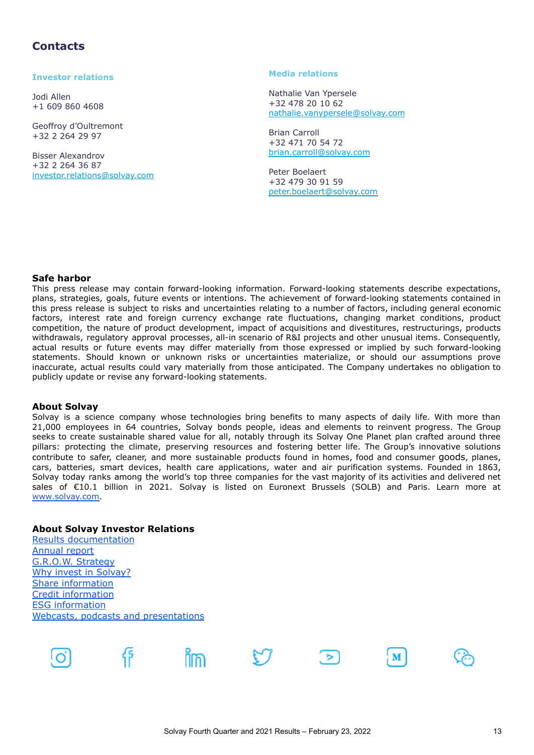## Contacts

### Investor relations

Jodi Allen
+1 609 860 4608

Geoffroy d'Oultremont
+32 2 264 29 97

Bisser Alexandrov
+32 2 264 36 87
investor.relations@solvay.com

### Media relations

Nathalie Van Ypersele
+32 478 20 10 62
nathalie.vanypersele@solvay.com

Brian Carroll
+32 471 70 54 72
brian.carroll@solvay.com

Peter Boelaert
+32 479 30 91 59
peter.boelaert@solvay.com

### Safe harbor

This press release may contain forward-looking information. Forward-looking statements describe expectations, plans, strategies, goals, future events or intentions. The achievement of forward-looking statements contained in this press release is subject to risks and uncertainties relating to a number of factors, including general economic factors, interest rate and foreign currency exchange rate fluctuations, changing market conditions, product competition, the nature of product development, impact of acquisitions and divestitures, restructurings, products withdrawals, regulatory approval processes, all-in scenario of R&I projects and other unusual items. Consequently, actual results or future events may differ materially from those expressed or implied by such forward-looking statements. Should known or unknown risks or uncertainties materialize, or should our assumptions prove inaccurate, actual results could vary materially from those anticipated. The Company undertakes no obligation to publicly update or revise any forward-looking statements.

### About Solvay

Solvay is a science company whose technologies bring benefits to many aspects of daily life. With more than 21,000 employees in 64 countries, Solvay bonds people, ideas and elements to reinvent progress. The Group seeks to create sustainable shared value for all, notably through its Solvay One Planet plan crafted around three pillars: protecting the climate, preserving resources and fostering better life. The Group's innovative solutions contribute to safer, cleaner, and more sustainable products found in homes, food and consumer goods, planes, cars, batteries, smart devices, health care applications, water and air purification systems. Founded in 1863, Solvay today ranks among the world's top three companies for the vast majority of its activities and delivered net sales of €10.1 billion in 2021. Solvay is listed on Euronext Brussels (SOLB) and Paris. Learn more at www.solvay.com.

### About Solvay Investor Relations

Results documentation
Annual report
G.R.O.W. Strategy
Why invest in Solvay?
Share information
Credit information
ESG information
Webcasts, podcasts and presentations